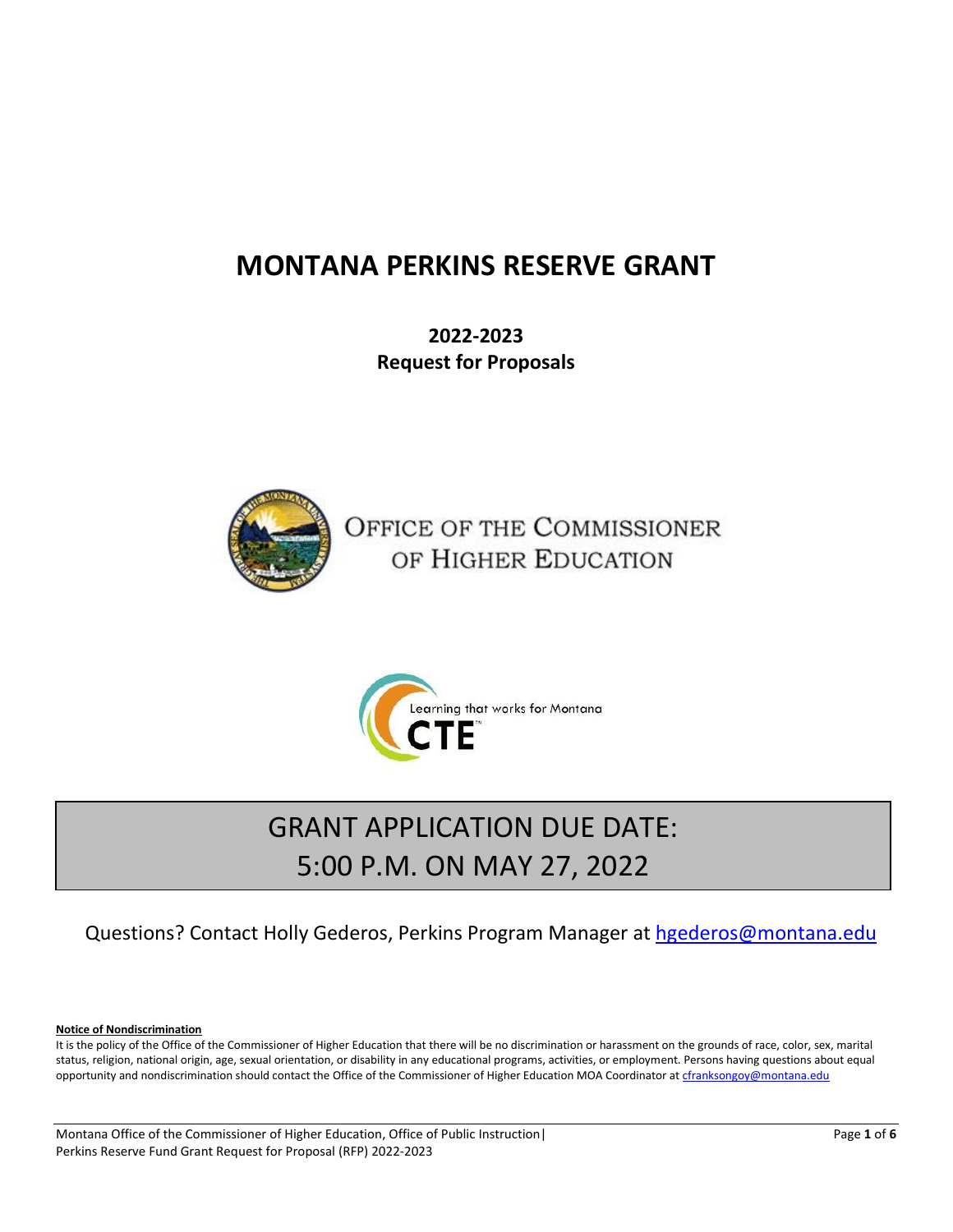# MONTANA PERKINS RESERVE GRANT

**2022-2023**
**Request for Proposals**

OFFICE OF THE COMMISSIONER OF HIGHER EDUCATION

Learning that works for Montana CTE

## GRANT APPLICATION DUE DATE: 5:00 P.M. ON MAY 27, 2022

Questions? Contact Holly Gederos, Perkins Program Manager at hgederos@montana.edu

**Notice of Nondiscrimination**

It is the policy of the Office of the Commissioner of Higher Education that there will be no discrimination or harassment on the grounds of race, color, sex, marital status, religion, national origin, age, sexual orientation, or disability in any educational programs, activities, or employment. Persons having questions about equal opportunity and nondiscrimination should contact the Office of the Commissioner of Higher Education MOA Coordinator at cfranksongoy@montana.edu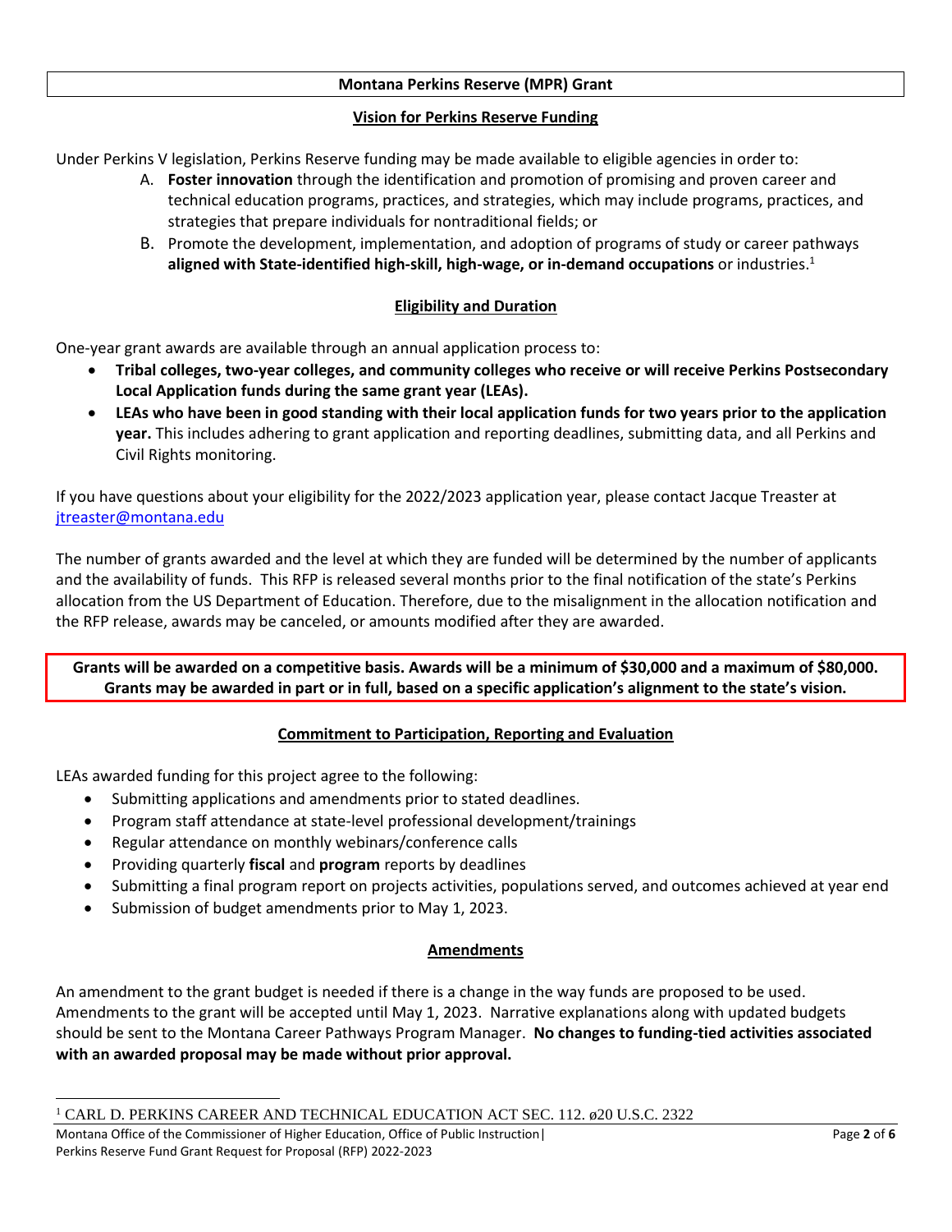## Montana Perkins Reserve (MPR) Grant

### Vision for Perkins Reserve Funding

Under Perkins V legislation, Perkins Reserve funding may be made available to eligible agencies in order to:

A. **Foster innovation** through the identification and promotion of promising and proven career and technical education programs, practices, and strategies, which may include programs, practices, and strategies that prepare individuals for nontraditional fields; or
B. Promote the development, implementation, and adoption of programs of study or career pathways **aligned with State-identified high-skill, high-wage, or in-demand occupations** or industries.[1]

### Eligibility and Duration

One-year grant awards are available through an annual application process to:

- **Tribal colleges, two-year colleges, and community colleges who receive or will receive Perkins Postsecondary Local Application funds during the same grant year (LEAs).**
- **LEAs who have been in good standing with their local application funds for two years prior to the application year.** This includes adhering to grant application and reporting deadlines, submitting data, and all Perkins and Civil Rights monitoring.

If you have questions about your eligibility for the 2022/2023 application year, please contact Jacque Treaster at jtreaster@montana.edu

The number of grants awarded and the level at which they are funded will be determined by the number of applicants and the availability of funds. This RFP is released several months prior to the final notification of the state's Perkins allocation from the US Department of Education. Therefore, due to the misalignment in the allocation notification and the RFP release, awards may be canceled, or amounts modified after they are awarded.

**Grants will be awarded on a competitive basis. Awards will be a minimum of $30,000 and a maximum of $80,000. Grants may be awarded in part or in full, based on a specific application's alignment to the state's vision.**

### Commitment to Participation, Reporting and Evaluation

LEAs awarded funding for this project agree to the following:

- Submitting applications and amendments prior to stated deadlines.
- Program staff attendance at state-level professional development/trainings
- Regular attendance on monthly webinars/conference calls
- Providing quarterly **fiscal** and **program** reports by deadlines
- Submitting a final program report on projects activities, populations served, and outcomes achieved at year end
- Submission of budget amendments prior to May 1, 2023.

### Amendments

An amendment to the grant budget is needed if there is a change in the way funds are proposed to be used. Amendments to the grant will be accepted until May 1, 2023. Narrative explanations along with updated budgets should be sent to the Montana Career Pathways Program Manager. **No changes to funding-tied activities associated with an awarded proposal may be made without prior approval.**

---

[1] CARL D. PERKINS CAREER AND TECHNICAL EDUCATION ACT SEC. 112. ø20 U.S.C. 2322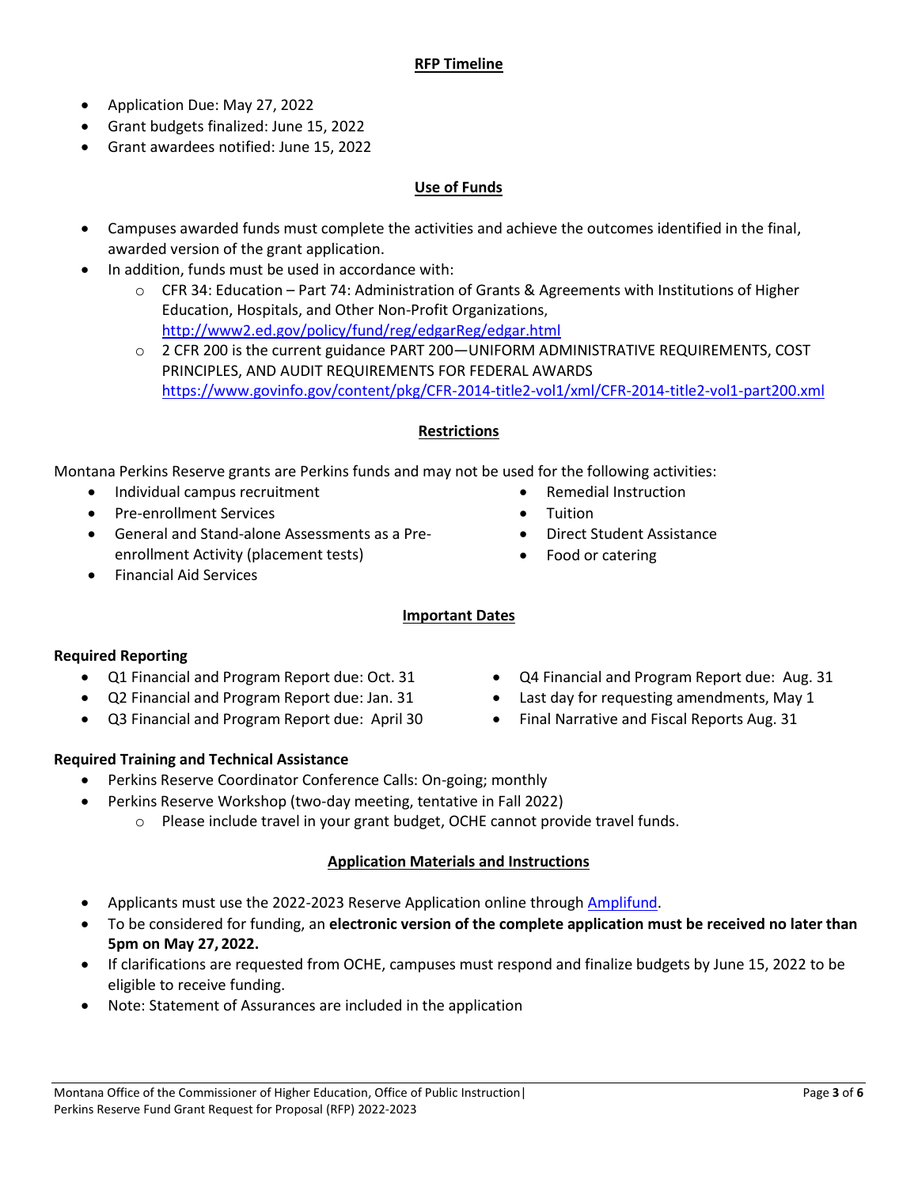## RFP Timeline

- Application Due: May 27, 2022
- Grant budgets finalized: June 15, 2022
- Grant awardees notified: June 15, 2022

## Use of Funds

- Campuses awarded funds must complete the activities and achieve the outcomes identified in the final, awarded version of the grant application.
- In addition, funds must be used in accordance with:
  - CFR 34: Education – Part 74: Administration of Grants & Agreements with Institutions of Higher Education, Hospitals, and Other Non-Profit Organizations, [http://www2.ed.gov/policy/fund/reg/edgarReg/edgar.html](http://www2.ed.gov/policy/fund/reg/edgarReg/edgar.html)
  - 2 CFR 200 is the current guidance PART 200—UNIFORM ADMINISTRATIVE REQUIREMENTS, COST PRINCIPLES, AND AUDIT REQUIREMENTS FOR FEDERAL AWARDS [https://www.govinfo.gov/content/pkg/CFR-2014-title2-vol1/xml/CFR-2014-title2-vol1-part200.xml](https://www.govinfo.gov/content/pkg/CFR-2014-title2-vol1/xml/CFR-2014-title2-vol1-part200.xml)

## Restrictions

Montana Perkins Reserve grants are Perkins funds and may not be used for the following activities:

- Individual campus recruitment
- Pre-enrollment Services
- General and Stand-alone Assessments as a Pre-enrollment Activity (placement tests)
- Financial Aid Services
- Remedial Instruction
- Tuition
- Direct Student Assistance
- Food or catering

## Important Dates

**Required Reporting**

- Q1 Financial and Program Report due: Oct. 31
- Q2 Financial and Program Report due: Jan. 31
- Q3 Financial and Program Report due: April 30
- Q4 Financial and Program Report due: Aug. 31
- Last day for requesting amendments, May 1
- Final Narrative and Fiscal Reports Aug. 31

**Required Training and Technical Assistance**

- Perkins Reserve Coordinator Conference Calls: On-going; monthly
- Perkins Reserve Workshop (two-day meeting, tentative in Fall 2022)
  - Please include travel in your grant budget, OCHE cannot provide travel funds.

## Application Materials and Instructions

- Applicants must use the 2022-2023 Reserve Application online through Amplifund.
- To be considered for funding, an **electronic version of the complete application must be received no later than 5pm on May 27, 2022.**
- If clarifications are requested from OCHE, campuses must respond and finalize budgets by June 15, 2022 to be eligible to receive funding.
- Note: Statement of Assurances are included in the application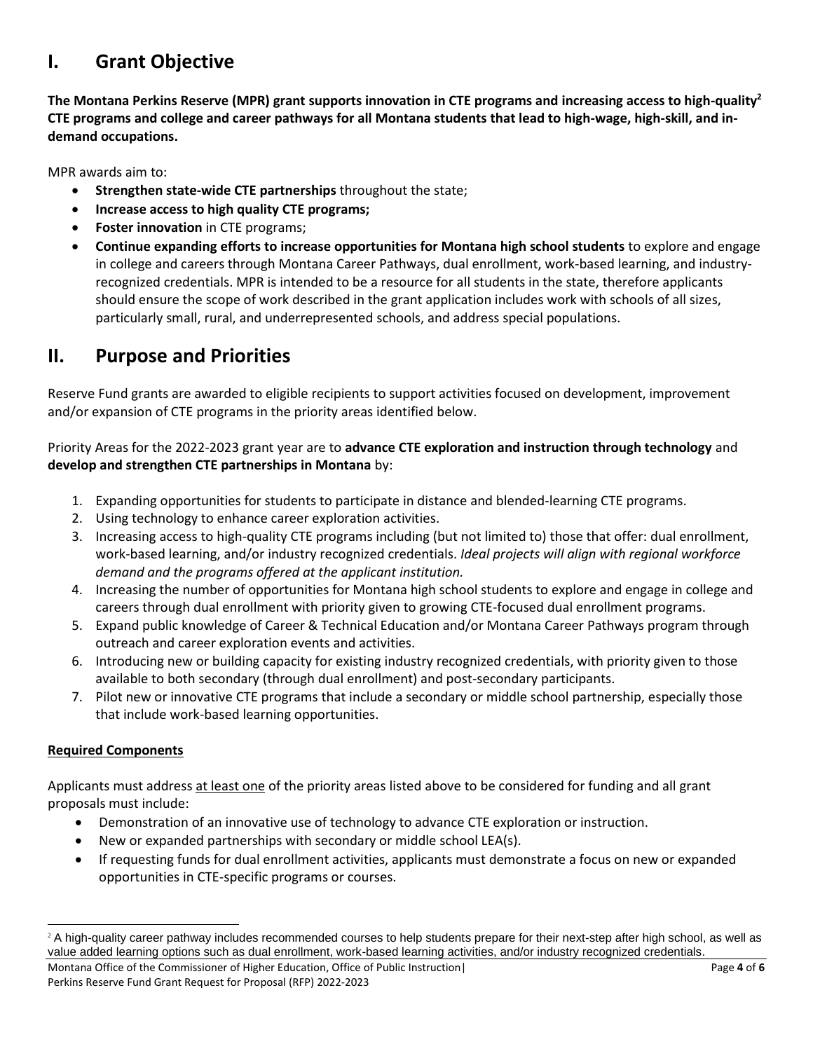# I. Grant Objective

**The Montana Perkins Reserve (MPR) grant supports innovation in CTE programs and increasing access to high-quality[2] CTE programs and college and career pathways for all Montana students that lead to high-wage, high-skill, and in-demand occupations.**

MPR awards aim to:

- **Strengthen state-wide CTE partnerships** throughout the state;
- **Increase access to high quality CTE programs;**
- **Foster innovation** in CTE programs;
- **Continue expanding efforts to increase opportunities for Montana high school students** to explore and engage in college and careers through Montana Career Pathways, dual enrollment, work-based learning, and industry-recognized credentials. MPR is intended to be a resource for all students in the state, therefore applicants should ensure the scope of work described in the grant application includes work with schools of all sizes, particularly small, rural, and underrepresented schools, and address special populations.

# II. Purpose and Priorities

Reserve Fund grants are awarded to eligible recipients to support activities focused on development, improvement and/or expansion of CTE programs in the priority areas identified below.

Priority Areas for the 2022-2023 grant year are to **advance CTE exploration and instruction through technology** and **develop and strengthen CTE partnerships in Montana** by:

1. Expanding opportunities for students to participate in distance and blended-learning CTE programs.
2. Using technology to enhance career exploration activities.
3. Increasing access to high-quality CTE programs including (but not limited to) those that offer: dual enrollment, work-based learning, and/or industry recognized credentials. *Ideal projects will align with regional workforce demand and the programs offered at the applicant institution.*
4. Increasing the number of opportunities for Montana high school students to explore and engage in college and careers through dual enrollment with priority given to growing CTE-focused dual enrollment programs.
5. Expand public knowledge of Career & Technical Education and/or Montana Career Pathways program through outreach and career exploration events and activities.
6. Introducing new or building capacity for existing industry recognized credentials, with priority given to those available to both secondary (through dual enrollment) and post-secondary participants.
7. Pilot new or innovative CTE programs that include a secondary or middle school partnership, especially those that include work-based learning opportunities.

**Required Components**

Applicants must address at least one of the priority areas listed above to be considered for funding and all grant proposals must include:

- Demonstration of an innovative use of technology to advance CTE exploration or instruction.
- New or expanded partnerships with secondary or middle school LEA(s).
- If requesting funds for dual enrollment activities, applicants must demonstrate a focus on new or expanded opportunities in CTE-specific programs or courses.

[2] A high-quality career pathway includes recommended courses to help students prepare for their next-step after high school, as well as value added learning options such as dual enrollment, work-based learning activities, and/or industry recognized credentials.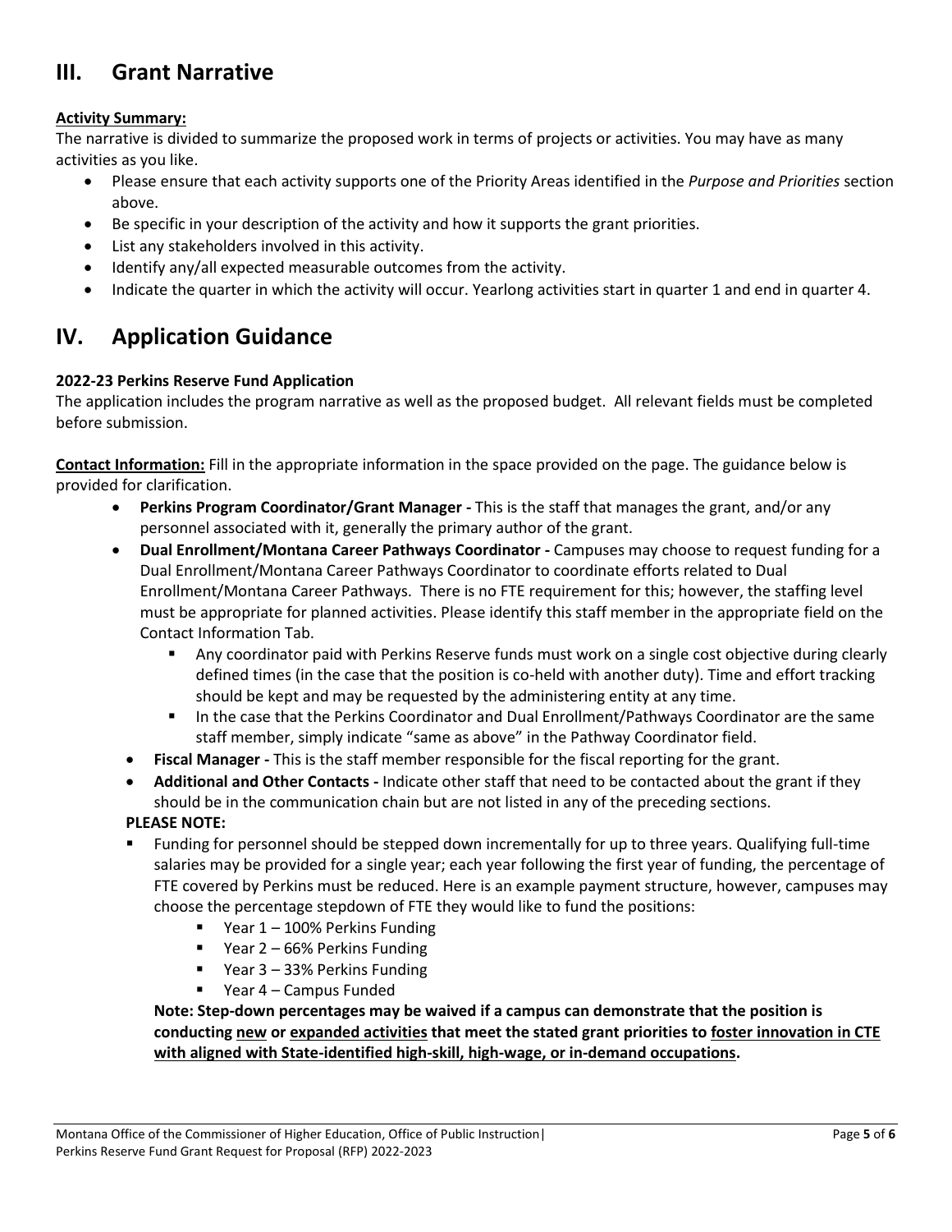## III. Grant Narrative

**Activity Summary:**

The narrative is divided to summarize the proposed work in terms of projects or activities. You may have as many activities as you like.

- Please ensure that each activity supports one of the Priority Areas identified in the *Purpose and Priorities* section above.
- Be specific in your description of the activity and how it supports the grant priorities.
- List any stakeholders involved in this activity.
- Identify any/all expected measurable outcomes from the activity.
- Indicate the quarter in which the activity will occur. Yearlong activities start in quarter 1 and end in quarter 4.

## IV. Application Guidance

**2022-23 Perkins Reserve Fund Application**

The application includes the program narrative as well as the proposed budget. All relevant fields must be completed before submission.

**Contact Information:** Fill in the appropriate information in the space provided on the page. The guidance below is provided for clarification.

- **Perkins Program Coordinator/Grant Manager -** This is the staff that manages the grant, and/or any personnel associated with it, generally the primary author of the grant.
- **Dual Enrollment/Montana Career Pathways Coordinator -** Campuses may choose to request funding for a Dual Enrollment/Montana Career Pathways Coordinator to coordinate efforts related to Dual Enrollment/Montana Career Pathways. There is no FTE requirement for this; however, the staffing level must be appropriate for planned activities. Please identify this staff member in the appropriate field on the Contact Information Tab.
  - Any coordinator paid with Perkins Reserve funds must work on a single cost objective during clearly defined times (in the case that the position is co-held with another duty). Time and effort tracking should be kept and may be requested by the administering entity at any time.
  - In the case that the Perkins Coordinator and Dual Enrollment/Pathways Coordinator are the same staff member, simply indicate "same as above" in the Pathway Coordinator field.
- **Fiscal Manager -** This is the staff member responsible for the fiscal reporting for the grant.
- **Additional and Other Contacts -** Indicate other staff that need to be contacted about the grant if they should be in the communication chain but are not listed in any of the preceding sections.

**PLEASE NOTE:**

- Funding for personnel should be stepped down incrementally for up to three years. Qualifying full-time salaries may be provided for a single year; each year following the first year of funding, the percentage of FTE covered by Perkins must be reduced. Here is an example payment structure, however, campuses may choose the percentage stepdown of FTE they would like to fund the positions:
  - Year 1 – 100% Perkins Funding
  - Year 2 – 66% Perkins Funding
  - Year 3 – 33% Perkins Funding
  - Year 4 – Campus Funded

**Note: Step-down percentages may be waived if a campus can demonstrate that the position is conducting <u>new</u> or <u>expanded activities</u> that meet the stated grant priorities to <u>foster innovation in CTE with aligned with State-identified high-skill, high-wage, or in-demand occupations</u>.**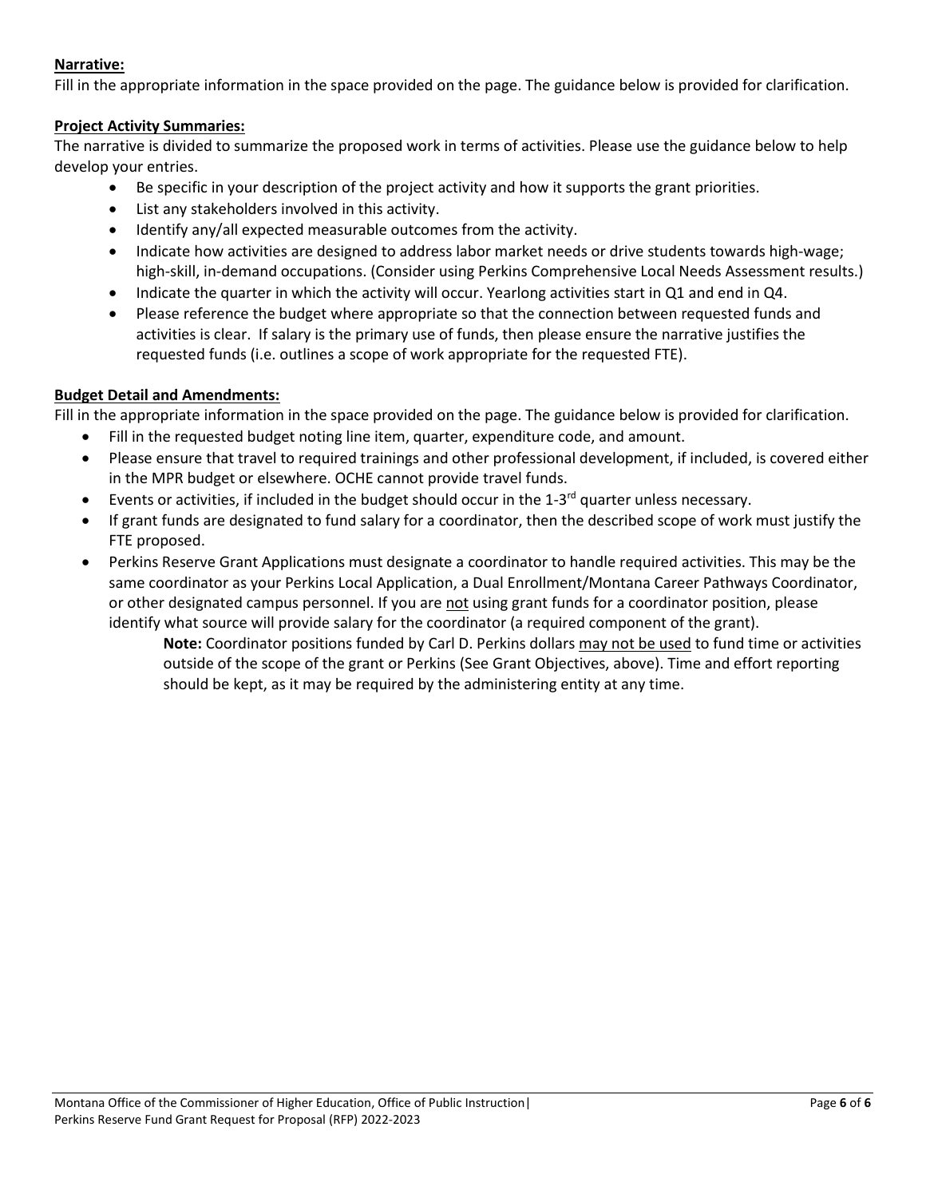**Narrative:**

Fill in the appropriate information in the space provided on the page. The guidance below is provided for clarification.

**Project Activity Summaries:**

The narrative is divided to summarize the proposed work in terms of activities. Please use the guidance below to help develop your entries.

- Be specific in your description of the project activity and how it supports the grant priorities.
- List any stakeholders involved in this activity.
- Identify any/all expected measurable outcomes from the activity.
- Indicate how activities are designed to address labor market needs or drive students towards high-wage; high-skill, in-demand occupations. (Consider using Perkins Comprehensive Local Needs Assessment results.)
- Indicate the quarter in which the activity will occur. Yearlong activities start in Q1 and end in Q4.
- Please reference the budget where appropriate so that the connection between requested funds and activities is clear. If salary is the primary use of funds, then please ensure the narrative justifies the requested funds (i.e. outlines a scope of work appropriate for the requested FTE).

**Budget Detail and Amendments:**

Fill in the appropriate information in the space provided on the page. The guidance below is provided for clarification.

- Fill in the requested budget noting line item, quarter, expenditure code, and amount.
- Please ensure that travel to required trainings and other professional development, if included, is covered either in the MPR budget or elsewhere. OCHE cannot provide travel funds.
- Events or activities, if included in the budget should occur in the 1-3rd quarter unless necessary.
- If grant funds are designated to fund salary for a coordinator, then the described scope of work must justify the FTE proposed.
- Perkins Reserve Grant Applications must designate a coordinator to handle required activities. This may be the same coordinator as your Perkins Local Application, a Dual Enrollment/Montana Career Pathways Coordinator, or other designated campus personnel. If you are not using grant funds for a coordinator position, please identify what source will provide salary for the coordinator (a required component of the grant).

  **Note:** Coordinator positions funded by Carl D. Perkins dollars may not be used to fund time or activities outside of the scope of the grant or Perkins (See Grant Objectives, above). Time and effort reporting should be kept, as it may be required by the administering entity at any time.